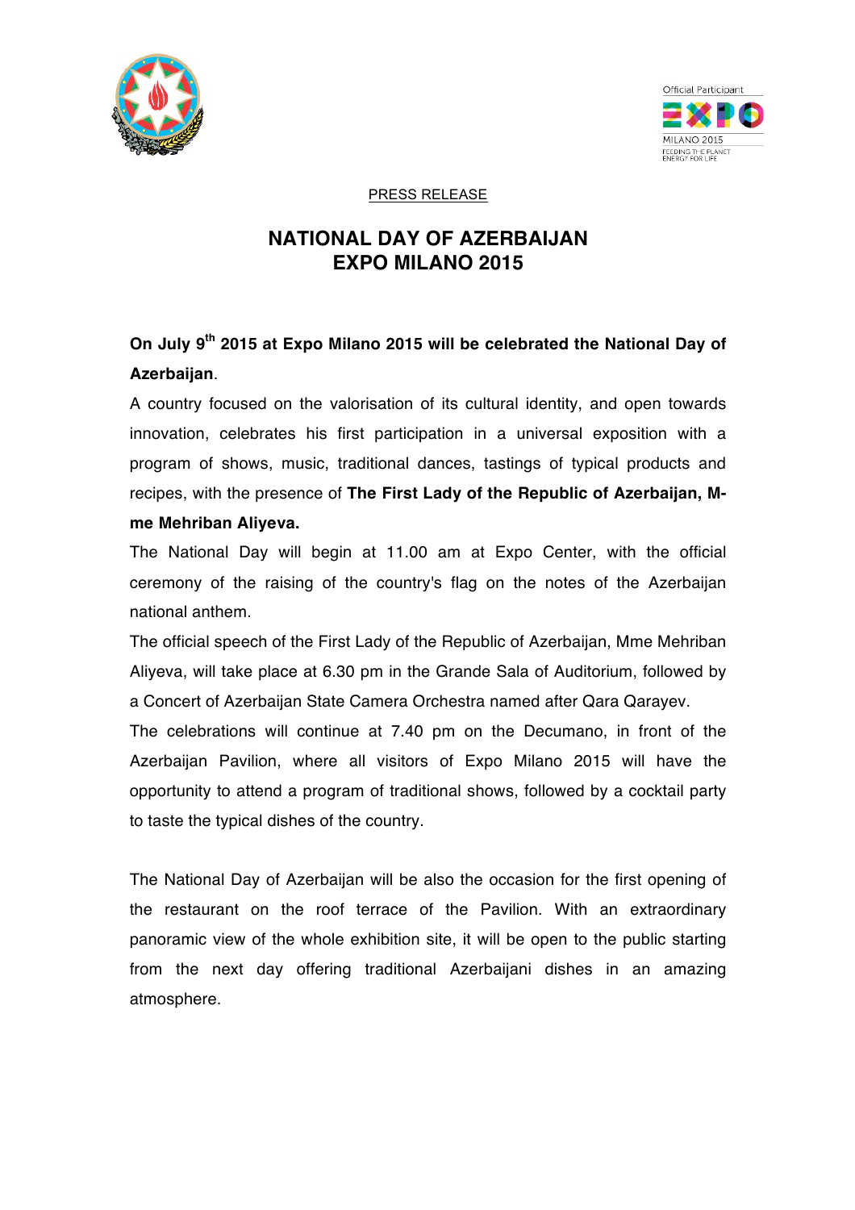Official Participant

EXPO MILANO 2015

FEEDING THE PLANET ENERGY FOR LIFE

PRESS RELEASE

# NATIONAL DAY OF AZERBAIJAN
# EXPO MILANO 2015

**On July 9th 2015 at Expo Milano 2015 will be celebrated the National Day of Azerbaijan**.

A country focused on the valorisation of its cultural identity, and open towards innovation, celebrates his first participation in a universal exposition with a program of shows, music, traditional dances, tastings of typical products and recipes, with the presence of **The First Lady of the Republic of Azerbaijan, M-me Mehriban Aliyeva.**

The National Day will begin at 11.00 am at Expo Center, with the official ceremony of the raising of the country's flag on the notes of the Azerbaijan national anthem.

The official speech of the First Lady of the Republic of Azerbaijan, Mme Mehriban Aliyeva, will take place at 6.30 pm in the Grande Sala of Auditorium, followed by a Concert of Azerbaijan State Camera Orchestra named after Qara Qarayev.

The celebrations will continue at 7.40 pm on the Decumano, in front of the Azerbaijan Pavilion, where all visitors of Expo Milano 2015 will have the opportunity to attend a program of traditional shows, followed by a cocktail party to taste the typical dishes of the country.

The National Day of Azerbaijan will be also the occasion for the first opening of the restaurant on the roof terrace of the Pavilion. With an extraordinary panoramic view of the whole exhibition site, it will be open to the public starting from the next day offering traditional Azerbaijani dishes in an amazing atmosphere.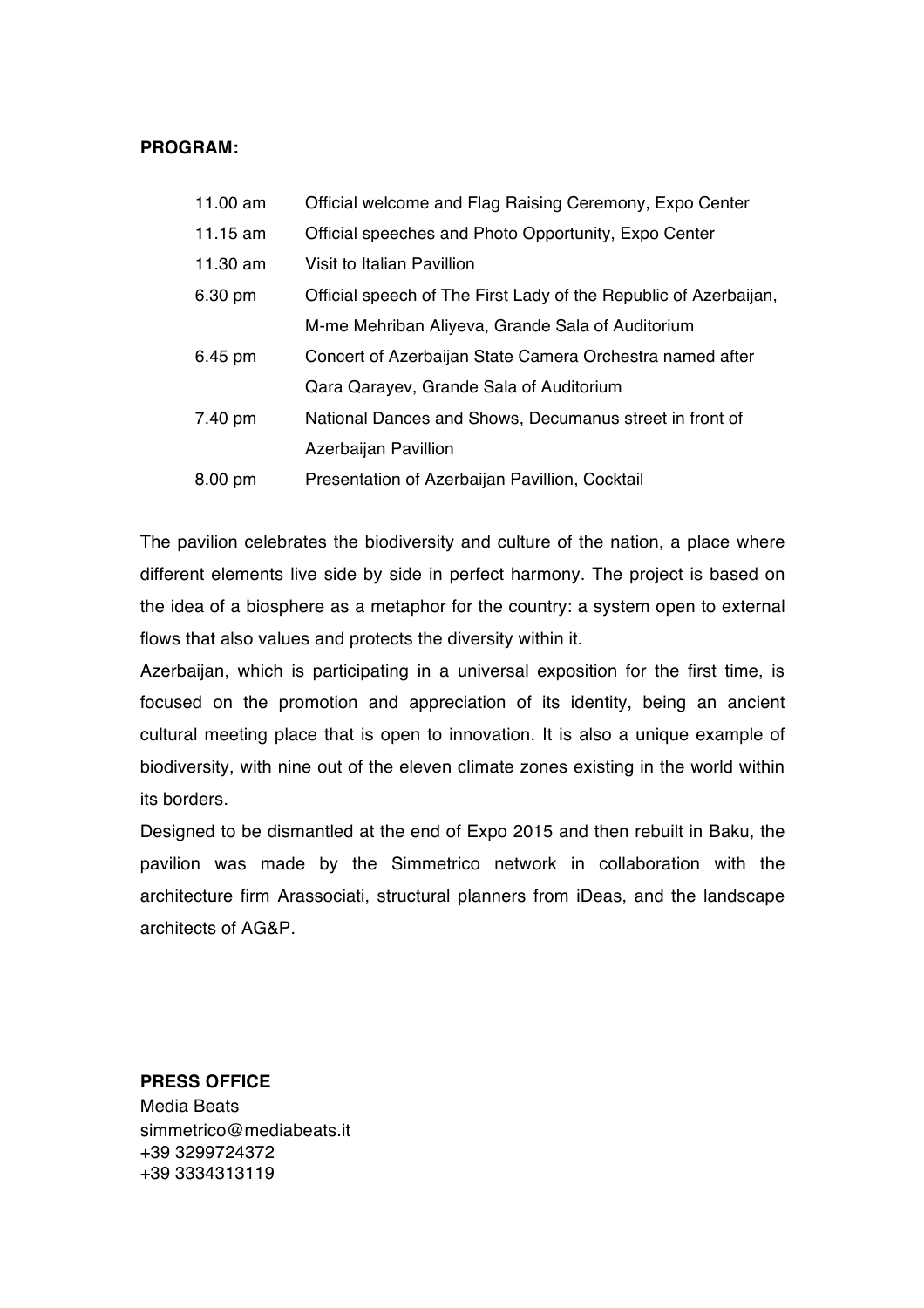**PROGRAM:**

| | |
|---|---|
| 11.00 am | Official welcome and Flag Raising Ceremony, Expo Center |
| 11.15 am | Official speeches and Photo Opportunity, Expo Center |
| 11.30 am | Visit to Italian Pavillion |
| 6.30 pm | Official speech of The First Lady of the Republic of Azerbaijan, M-me Mehriban Aliyeva, Grande Sala of Auditorium |
| 6.45 pm | Concert of Azerbaijan State Camera Orchestra named after Qara Qarayev, Grande Sala of Auditorium |
| 7.40 pm | National Dances and Shows, Decumanus street in front of Azerbaijan Pavillion |
| 8.00 pm | Presentation of Azerbaijan Pavillion, Cocktail |

The pavilion celebrates the biodiversity and culture of the nation, a place where different elements live side by side in perfect harmony. The project is based on the idea of a biosphere as a metaphor for the country: a system open to external flows that also values and protects the diversity within it.

Azerbaijan, which is participating in a universal exposition for the first time, is focused on the promotion and appreciation of its identity, being an ancient cultural meeting place that is open to innovation. It is also a unique example of biodiversity, with nine out of the eleven climate zones existing in the world within its borders.

Designed to be dismantled at the end of Expo 2015 and then rebuilt in Baku, the pavilion was made by the Simmetrico network in collaboration with the architecture firm Arassociati, structural planners from iDeas, and the landscape architects of AG&P.

**PRESS OFFICE**
Media Beats
simmetrico@mediabeats.it
+39 3299724372
+39 3334313119